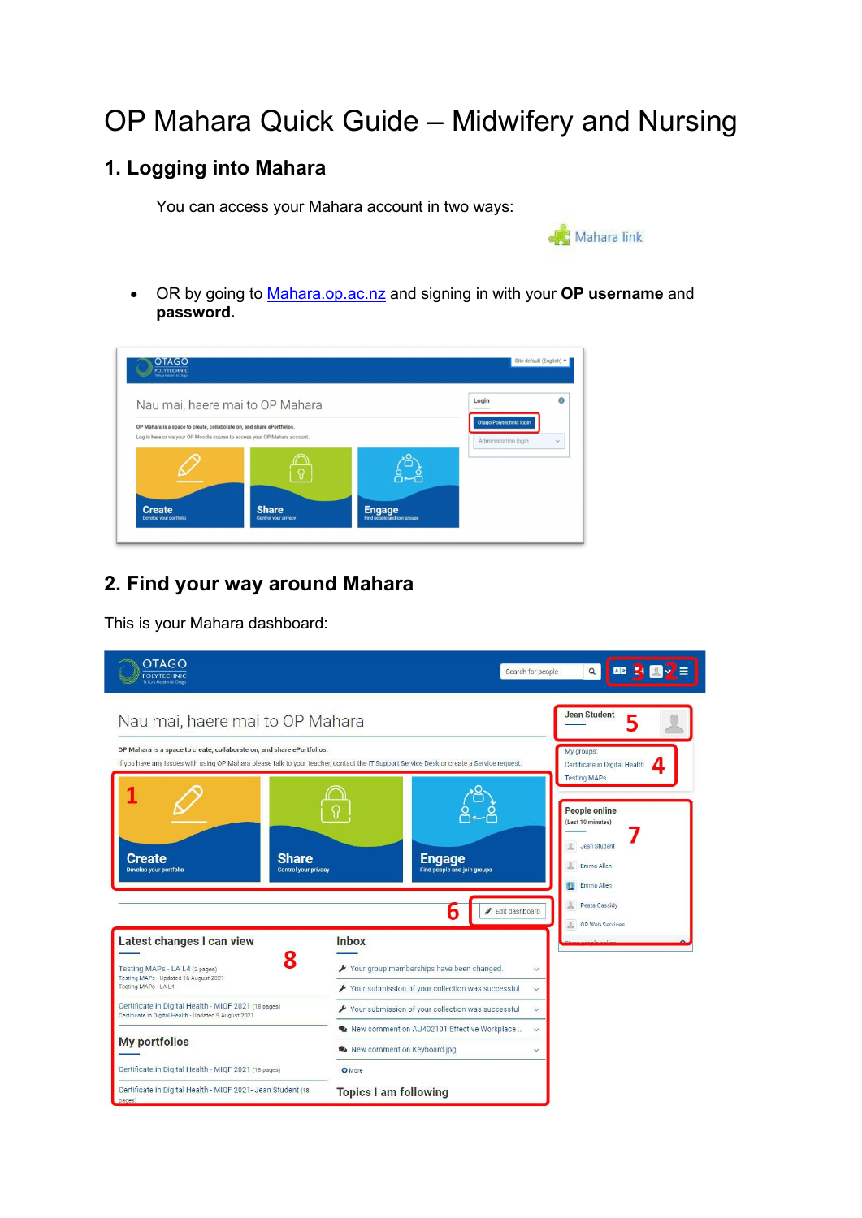# OP Mahara Quick Guide – Midwifery and Nursing

## 1. Logging into Mahara

You can access your Mahara account in two ways:

Mahara link

- OR by going to Mahara.op.ac.nz and signing in with your **OP username** and **password.**

## 2. Find your way around Mahara

This is your Mahara dashboard: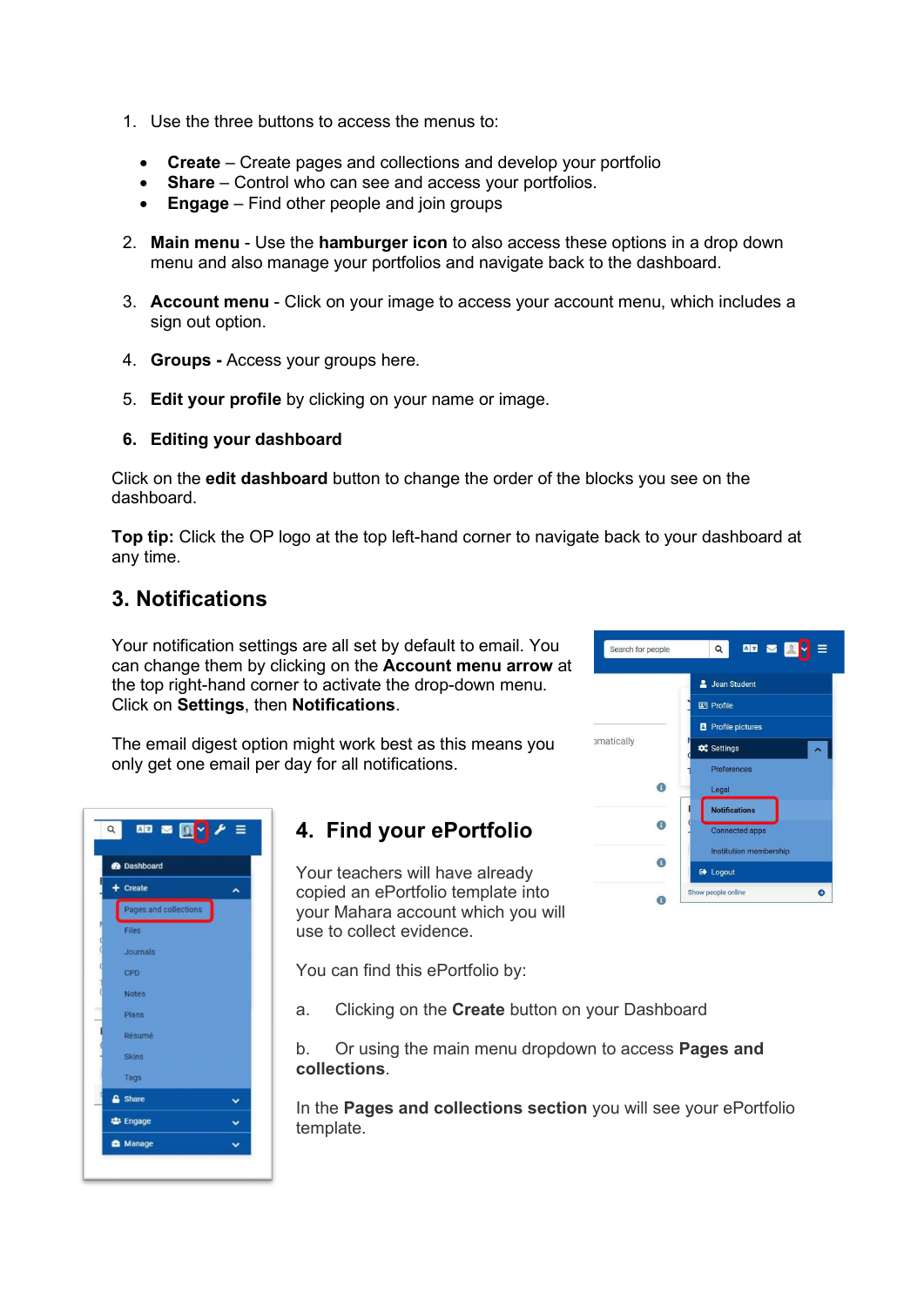1. Use the three buttons to access the menus to:

    - **Create** – Create pages and collections and develop your portfolio
    - **Share** – Control who can see and access your portfolios.
    - **Engage** – Find other people and join groups

2. **Main menu** - Use the **hamburger icon** to also access these options in a drop down menu and also manage your portfolios and navigate back to the dashboard.

3. **Account menu** - Click on your image to access your account menu, which includes a sign out option.

4. **Groups -** Access your groups here.

5. **Edit your profile** by clicking on your name or image.

6. **Editing your dashboard**

Click on the **edit dashboard** button to change the order of the blocks you see on the dashboard.

**Top tip:** Click the OP logo at the top left-hand corner to navigate back to your dashboard at any time.

## 3. Notifications

Your notification settings are all set by default to email. You can change them by clicking on the **Account menu arrow** at the top right-hand corner to activate the drop-down menu. Click on **Settings**, then **Notifications**.

The email digest option might work best as this means you only get one email per day for all notifications.

## 4. Find your ePortfolio

Your teachers will have already copied an ePortfolio template into your Mahara account which you will use to collect evidence.

You can find this ePortfolio by:

a. Clicking on the **Create** button on your Dashboard

b. Or using the main menu dropdown to access **Pages and collections**.

In the **Pages and collections section** you will see your ePortfolio template.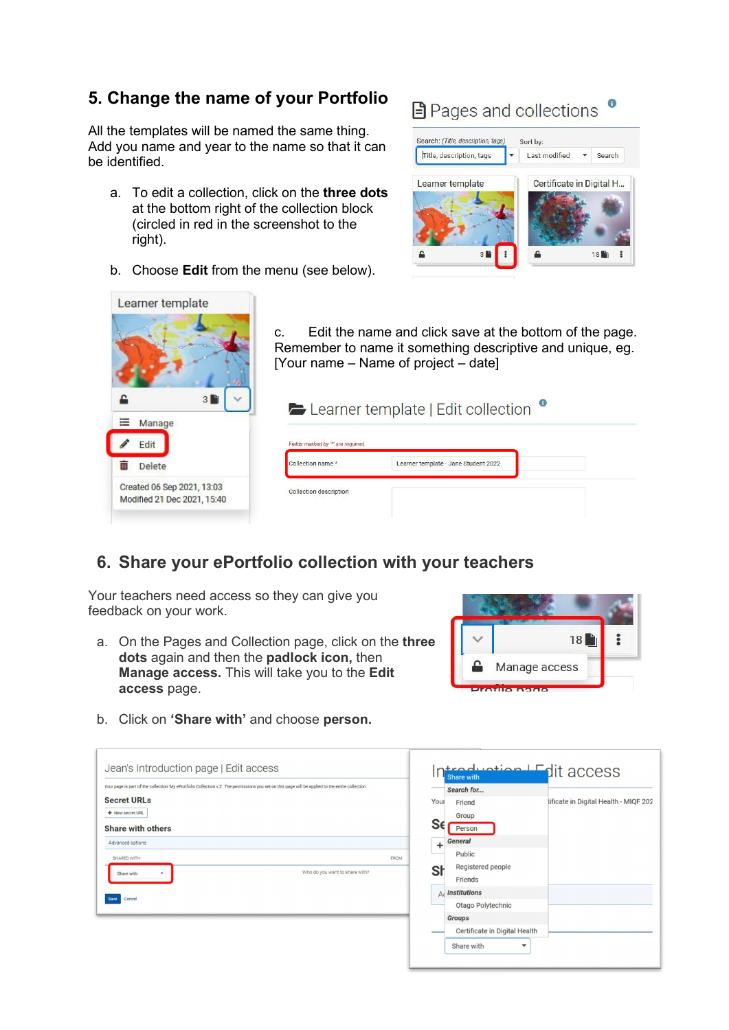## 5. Change the name of your Portfolio

All the templates will be named the same thing. Add you name and year to the name so that it can be identified.

a. To edit a collection, click on the **three dots** at the bottom right of the collection block (circled in red in the screenshot to the right).

b. Choose **Edit** from the menu (see below).

c. Edit the name and click save at the bottom of the page. Remember to name it something descriptive and unique, eg. [Your name – Name of project – date]

## 6. Share your ePortfolio collection with your teachers

Your teachers need access so they can give you feedback on your work.

a. On the Pages and Collection page, click on the **three dots** again and then the **padlock icon,** then **Manage access.** This will take you to the **Edit access** page.

b. Click on **'Share with'** and choose **person.**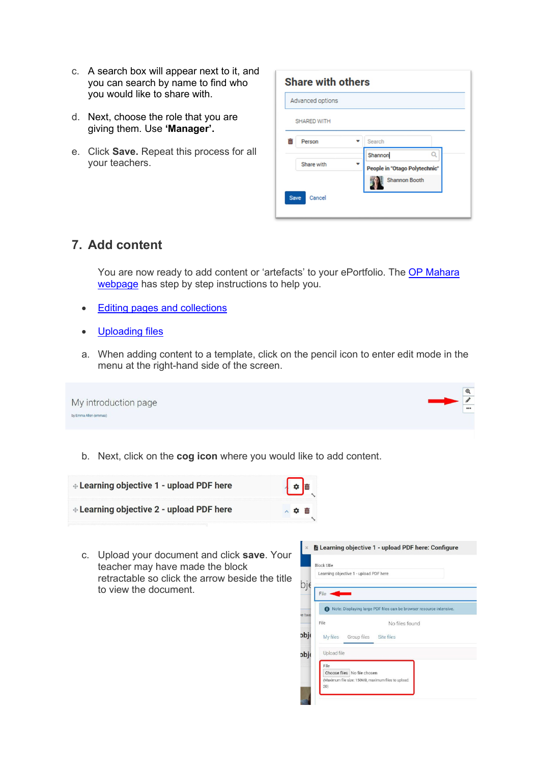c. A search box will appear next to it, and you can search by name to find who you would like to share with.

d. Next, choose the role that you are giving them. Use **'Manager'.**

e. Click **Save.** Repeat this process for all your teachers.

## 7. Add content

You are now ready to add content or 'artefacts' to your ePortfolio. The OP Mahara webpage has step by step instructions to help you.

- Editing pages and collections
- Uploading files

a. When adding content to a template, click on the pencil icon to enter edit mode in the menu at the right-hand side of the screen.

b. Next, click on the **cog icon** where you would like to add content.

c. Upload your document and click **save**. Your teacher may have made the block retractable so click the arrow beside the title to view the document.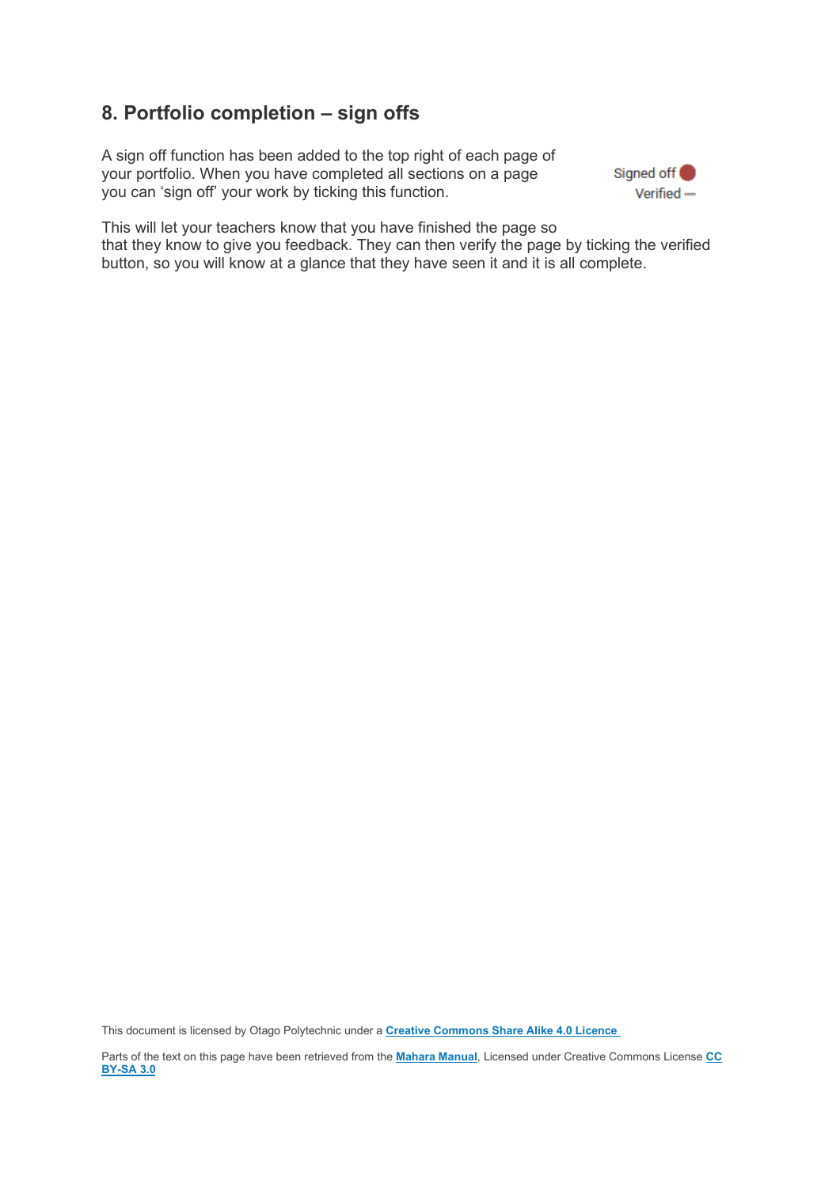## 8. Portfolio completion – sign offs

A sign off function has been added to the top right of each page of your portfolio. When you have completed all sections on a page you can 'sign off' your work by ticking this function.

Signed off

Verified

This will let your teachers know that you have finished the page so that they know to give you feedback. They can then verify the page by ticking the verified button, so you will know at a glance that they have seen it and it is all complete.

This document is licensed by Otago Polytechnic under a **Creative Commons Share Alike 4.0 Licence**

Parts of the text on this page have been retrieved from the **Mahara Manual**, Licensed under Creative Commons License **CC BY-SA 3.0**